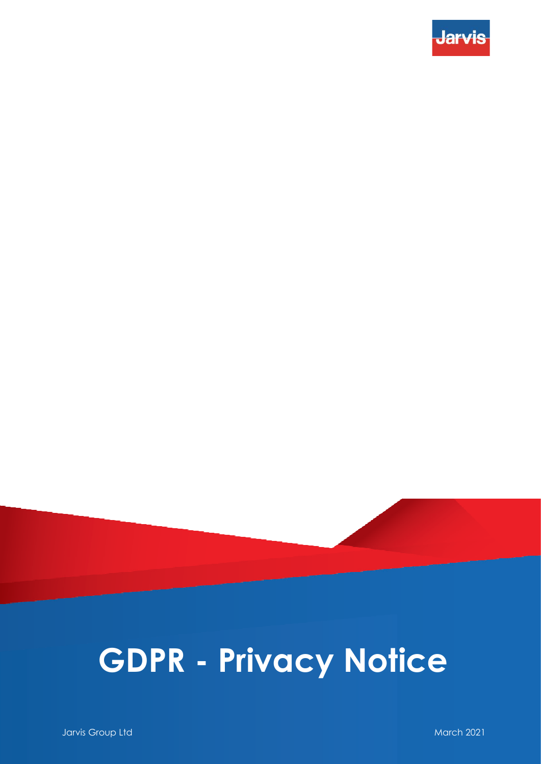Jarvis

# GDPR - Privacy Notice

Jarvis Group Ltd

March 2021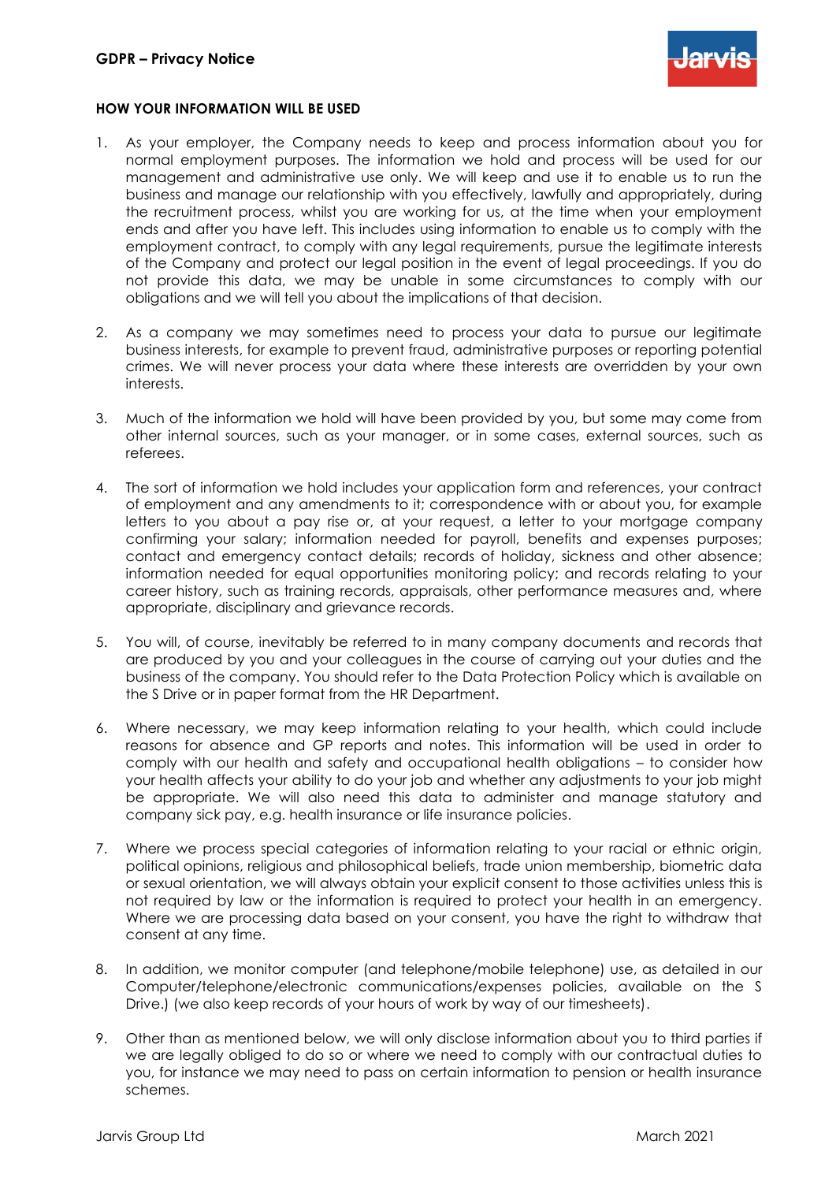## HOW YOUR INFORMATION WILL BE USED

1. As your employer, the Company needs to keep and process information about you for normal employment purposes. The information we hold and process will be used for our management and administrative use only. We will keep and use it to enable us to run the business and manage our relationship with you effectively, lawfully and appropriately, during the recruitment process, whilst you are working for us, at the time when your employment ends and after you have left. This includes using information to enable us to comply with the employment contract, to comply with any legal requirements, pursue the legitimate interests of the Company and protect our legal position in the event of legal proceedings. If you do not provide this data, we may be unable in some circumstances to comply with our obligations and we will tell you about the implications of that decision.

2. As a company we may sometimes need to process your data to pursue our legitimate business interests, for example to prevent fraud, administrative purposes or reporting potential crimes. We will never process your data where these interests are overridden by your own interests.

3. Much of the information we hold will have been provided by you, but some may come from other internal sources, such as your manager, or in some cases, external sources, such as referees.

4. The sort of information we hold includes your application form and references, your contract of employment and any amendments to it; correspondence with or about you, for example letters to you about a pay rise or, at your request, a letter to your mortgage company confirming your salary; information needed for payroll, benefits and expenses purposes; contact and emergency contact details; records of holiday, sickness and other absence; information needed for equal opportunities monitoring policy; and records relating to your career history, such as training records, appraisals, other performance measures and, where appropriate, disciplinary and grievance records.

5. You will, of course, inevitably be referred to in many company documents and records that are produced by you and your colleagues in the course of carrying out your duties and the business of the company. You should refer to the Data Protection Policy which is available on the S Drive or in paper format from the HR Department.

6. Where necessary, we may keep information relating to your health, which could include reasons for absence and GP reports and notes. This information will be used in order to comply with our health and safety and occupational health obligations – to consider how your health affects your ability to do your job and whether any adjustments to your job might be appropriate. We will also need this data to administer and manage statutory and company sick pay, e.g. health insurance or life insurance policies.

7. Where we process special categories of information relating to your racial or ethnic origin, political opinions, religious and philosophical beliefs, trade union membership, biometric data or sexual orientation, we will always obtain your explicit consent to those activities unless this is not required by law or the information is required to protect your health in an emergency. Where we are processing data based on your consent, you have the right to withdraw that consent at any time.

8. In addition, we monitor computer (and telephone/mobile telephone) use, as detailed in our Computer/telephone/electronic communications/expenses policies, available on the S Drive.) (we also keep records of your hours of work by way of our timesheets).

9. Other than as mentioned below, we will only disclose information about you to third parties if we are legally obliged to do so or where we need to comply with our contractual duties to you, for instance we may need to pass on certain information to pension or health insurance schemes.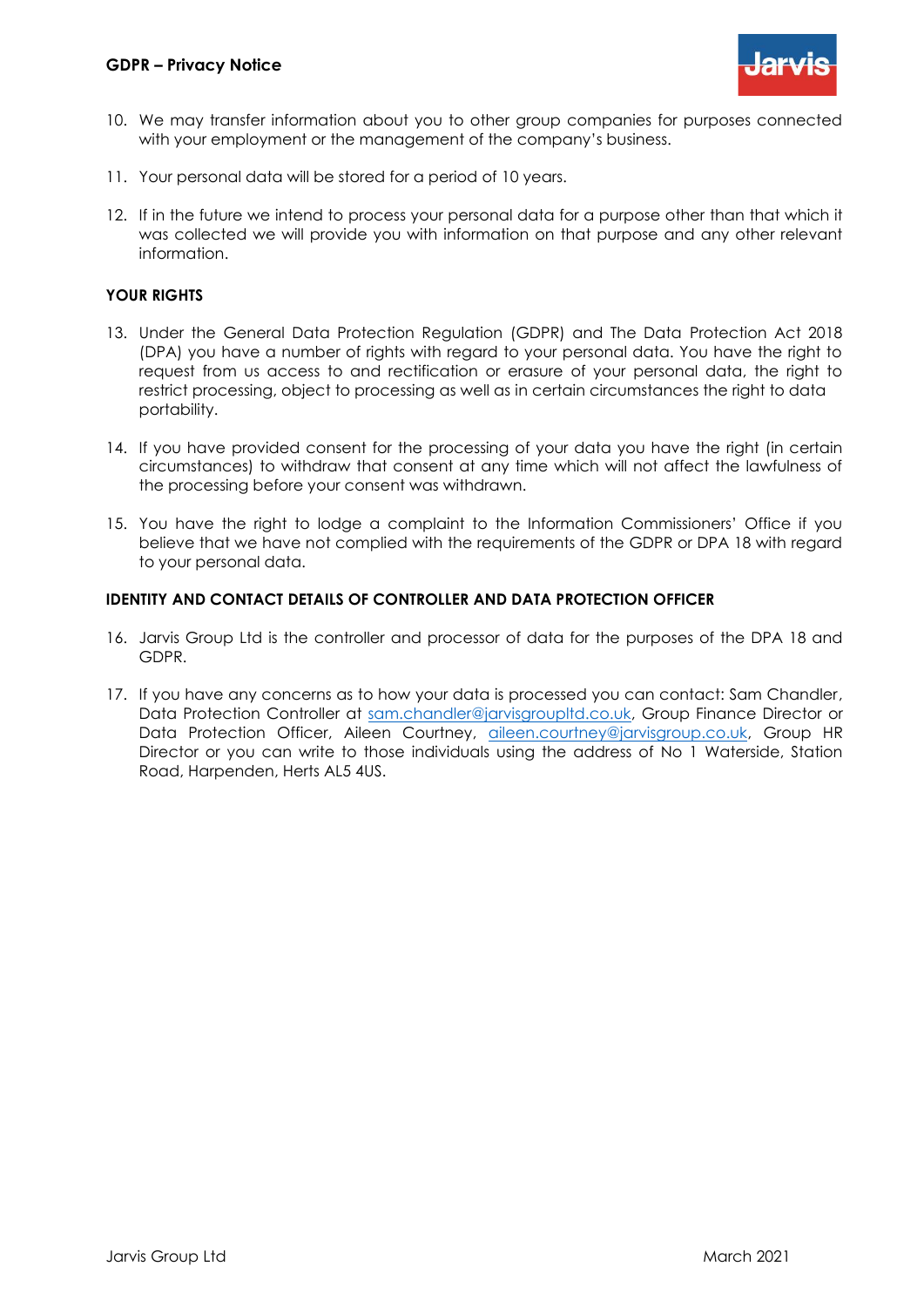10. We may transfer information about you to other group companies for purposes connected with your employment or the management of the company's business.

11. Your personal data will be stored for a period of 10 years.

12. If in the future we intend to process your personal data for a purpose other than that which it was collected we will provide you with information on that purpose and any other relevant information.

## YOUR RIGHTS

13. Under the General Data Protection Regulation (GDPR) and The Data Protection Act 2018 (DPA) you have a number of rights with regard to your personal data. You have the right to request from us access to and rectification or erasure of your personal data, the right to restrict processing, object to processing as well as in certain circumstances the right to data portability.

14. If you have provided consent for the processing of your data you have the right (in certain circumstances) to withdraw that consent at any time which will not affect the lawfulness of the processing before your consent was withdrawn.

15. You have the right to lodge a complaint to the Information Commissioners' Office if you believe that we have not complied with the requirements of the GDPR or DPA 18 with regard to your personal data.

## IDENTITY AND CONTACT DETAILS OF CONTROLLER AND DATA PROTECTION OFFICER

16. Jarvis Group Ltd is the controller and processor of data for the purposes of the DPA 18 and GDPR.

17. If you have any concerns as to how your data is processed you can contact: Sam Chandler, Data Protection Controller at sam.chandler@jarvisgroupltd.co.uk, Group Finance Director or Data Protection Officer, Aileen Courtney, aileen.courtney@jarvisgroup.co.uk, Group HR Director or you can write to those individuals using the address of No 1 Waterside, Station Road, Harpenden, Herts AL5 4US.